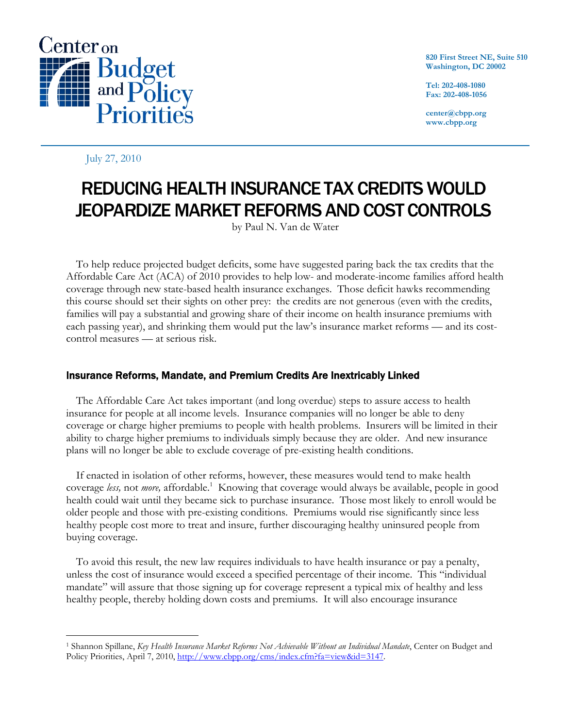Center on Budget and Policy Priorities

820 First Street NE, Suite 510
Washington, DC 20002

Tel: 202-408-1080
Fax: 202-408-1056

center@cbpp.org
www.cbpp.org

July 27, 2010

# REDUCING HEALTH INSURANCE TAX CREDITS WOULD JEOPARDIZE MARKET REFORMS AND COST CONTROLS

by Paul N. Van de Water

To help reduce projected budget deficits, some have suggested paring back the tax credits that the Affordable Care Act (ACA) of 2010 provides to help low- and moderate-income families afford health coverage through new state-based health insurance exchanges. Those deficit hawks recommending this course should set their sights on other prey: the credits are not generous (even with the credits, families will pay a substantial and growing share of their income on health insurance premiums with each passing year), and shrinking them would put the law's insurance market reforms — and its cost-control measures — at serious risk.

## Insurance Reforms, Mandate, and Premium Credits Are Inextricably Linked

The Affordable Care Act takes important (and long overdue) steps to assure access to health insurance for people at all income levels. Insurance companies will no longer be able to deny coverage or charge higher premiums to people with health problems. Insurers will be limited in their ability to charge higher premiums to individuals simply because they are older. And new insurance plans will no longer be able to exclude coverage of pre-existing health conditions.

If enacted in isolation of other reforms, however, these measures would tend to make health coverage *less,* not *more,* affordable.[1] Knowing that coverage would always be available, people in good health could wait until they became sick to purchase insurance. Those most likely to enroll would be older people and those with pre-existing conditions. Premiums would rise significantly since less healthy people cost more to treat and insure, further discouraging healthy uninsured people from buying coverage.

To avoid this result, the new law requires individuals to have health insurance or pay a penalty, unless the cost of insurance would exceed a specified percentage of their income. This "individual mandate" will assure that those signing up for coverage represent a typical mix of healthy and less healthy people, thereby holding down costs and premiums. It will also encourage insurance

[1] Shannon Spillane, *Key Health Insurance Market Reforms Not Achievable Without an Individual Mandate*, Center on Budget and Policy Priorities, April 7, 2010, http://www.cbpp.org/cms/index.cfm?fa=view&id=3147.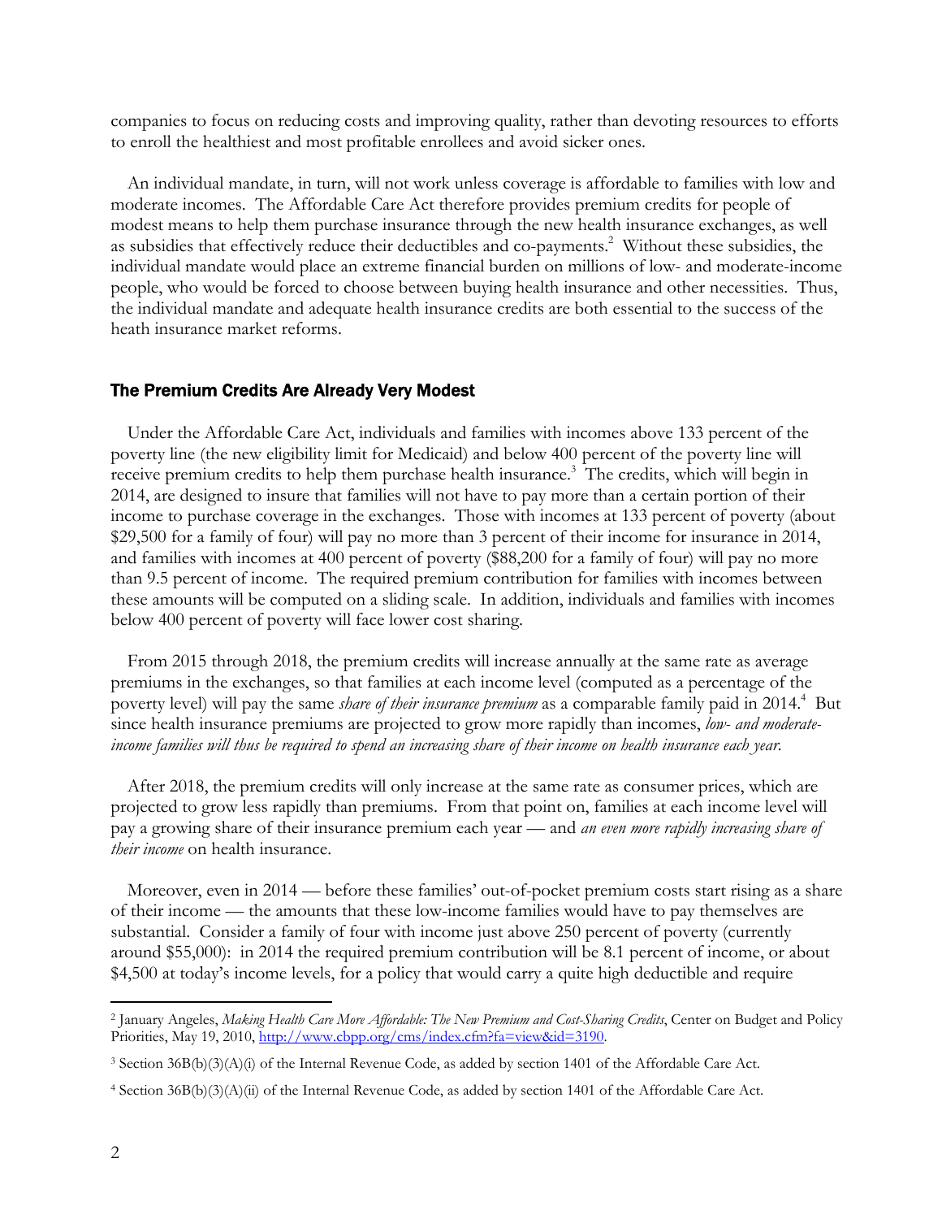companies to focus on reducing costs and improving quality, rather than devoting resources to efforts to enroll the healthiest and most profitable enrollees and avoid sicker ones.

An individual mandate, in turn, will not work unless coverage is affordable to families with low and moderate incomes. The Affordable Care Act therefore provides premium credits for people of modest means to help them purchase insurance through the new health insurance exchanges, as well as subsidies that effectively reduce their deductibles and co-payments.[2] Without these subsidies, the individual mandate would place an extreme financial burden on millions of low- and moderate-income people, who would be forced to choose between buying health insurance and other necessities. Thus, the individual mandate and adequate health insurance credits are both essential to the success of the heath insurance market reforms.

## The Premium Credits Are Already Very Modest

Under the Affordable Care Act, individuals and families with incomes above 133 percent of the poverty line (the new eligibility limit for Medicaid) and below 400 percent of the poverty line will receive premium credits to help them purchase health insurance.[3] The credits, which will begin in 2014, are designed to insure that families will not have to pay more than a certain portion of their income to purchase coverage in the exchanges. Those with incomes at 133 percent of poverty (about $29,500 for a family of four) will pay no more than 3 percent of their income for insurance in 2014, and families with incomes at 400 percent of poverty ($88,200 for a family of four) will pay no more than 9.5 percent of income. The required premium contribution for families with incomes between these amounts will be computed on a sliding scale. In addition, individuals and families with incomes below 400 percent of poverty will face lower cost sharing.

From 2015 through 2018, the premium credits will increase annually at the same rate as average premiums in the exchanges, so that families at each income level (computed as a percentage of the poverty level) will pay the same *share of their insurance premium* as a comparable family paid in 2014.[4] But since health insurance premiums are projected to grow more rapidly than incomes, *low- and moderate-income families will thus be required to spend an increasing share of their income on health insurance each year.*

After 2018, the premium credits will only increase at the same rate as consumer prices, which are projected to grow less rapidly than premiums. From that point on, families at each income level will pay a growing share of their insurance premium each year — and *an even more rapidly increasing share of their income* on health insurance.

Moreover, even in 2014 — before these families' out-of-pocket premium costs start rising as a share of their income — the amounts that these low-income families would have to pay themselves are substantial. Consider a family of four with income just above 250 percent of poverty (currently around $55,000): in 2014 the required premium contribution will be 8.1 percent of income, or about $4,500 at today's income levels, for a policy that would carry a quite high deductible and require

---

[2] January Angeles, *Making Health Care More Affordable: The New Premium and Cost-Sharing Credits*, Center on Budget and Policy Priorities, May 19, 2010, http://www.cbpp.org/cms/index.cfm?fa=view&id=3190.

[3] Section 36B(b)(3)(A)(i) of the Internal Revenue Code, as added by section 1401 of the Affordable Care Act.

[4] Section 36B(b)(3)(A)(ii) of the Internal Revenue Code, as added by section 1401 of the Affordable Care Act.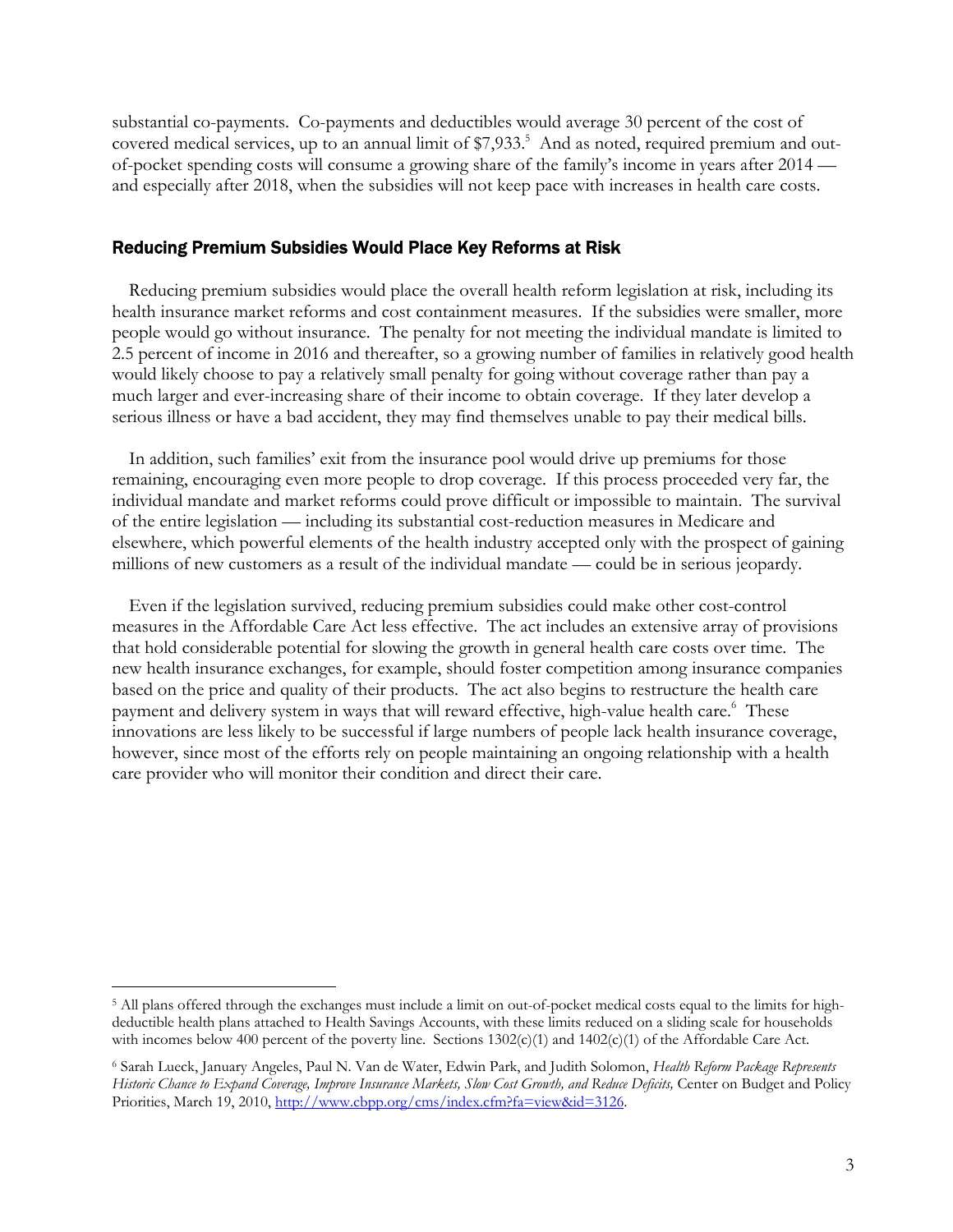substantial co-payments. Co-payments and deductibles would average 30 percent of the cost of covered medical services, up to an annual limit of $7,933.[5] And as noted, required premium and out-of-pocket spending costs will consume a growing share of the family's income in years after 2014 — and especially after 2018, when the subsidies will not keep pace with increases in health care costs.

## Reducing Premium Subsidies Would Place Key Reforms at Risk

Reducing premium subsidies would place the overall health reform legislation at risk, including its health insurance market reforms and cost containment measures. If the subsidies were smaller, more people would go without insurance. The penalty for not meeting the individual mandate is limited to 2.5 percent of income in 2016 and thereafter, so a growing number of families in relatively good health would likely choose to pay a relatively small penalty for going without coverage rather than pay a much larger and ever-increasing share of their income to obtain coverage. If they later develop a serious illness or have a bad accident, they may find themselves unable to pay their medical bills.

In addition, such families' exit from the insurance pool would drive up premiums for those remaining, encouraging even more people to drop coverage. If this process proceeded very far, the individual mandate and market reforms could prove difficult or impossible to maintain. The survival of the entire legislation — including its substantial cost-reduction measures in Medicare and elsewhere, which powerful elements of the health industry accepted only with the prospect of gaining millions of new customers as a result of the individual mandate — could be in serious jeopardy.

Even if the legislation survived, reducing premium subsidies could make other cost-control measures in the Affordable Care Act less effective. The act includes an extensive array of provisions that hold considerable potential for slowing the growth in general health care costs over time. The new health insurance exchanges, for example, should foster competition among insurance companies based on the price and quality of their products. The act also begins to restructure the health care payment and delivery system in ways that will reward effective, high-value health care.[6] These innovations are less likely to be successful if large numbers of people lack health insurance coverage, however, since most of the efforts rely on people maintaining an ongoing relationship with a health care provider who will monitor their condition and direct their care.

---

[5] All plans offered through the exchanges must include a limit on out-of-pocket medical costs equal to the limits for high-deductible health plans attached to Health Savings Accounts, with these limits reduced on a sliding scale for households with incomes below 400 percent of the poverty line. Sections 1302(c)(1) and 1402(c)(1) of the Affordable Care Act.

[6] Sarah Lueck, January Angeles, Paul N. Van de Water, Edwin Park, and Judith Solomon, *Health Reform Package Represents Historic Chance to Expand Coverage, Improve Insurance Markets, Slow Cost Growth, and Reduce Deficits,* Center on Budget and Policy Priorities, March 19, 2010, http://www.cbpp.org/cms/index.cfm?fa=view&id=3126.